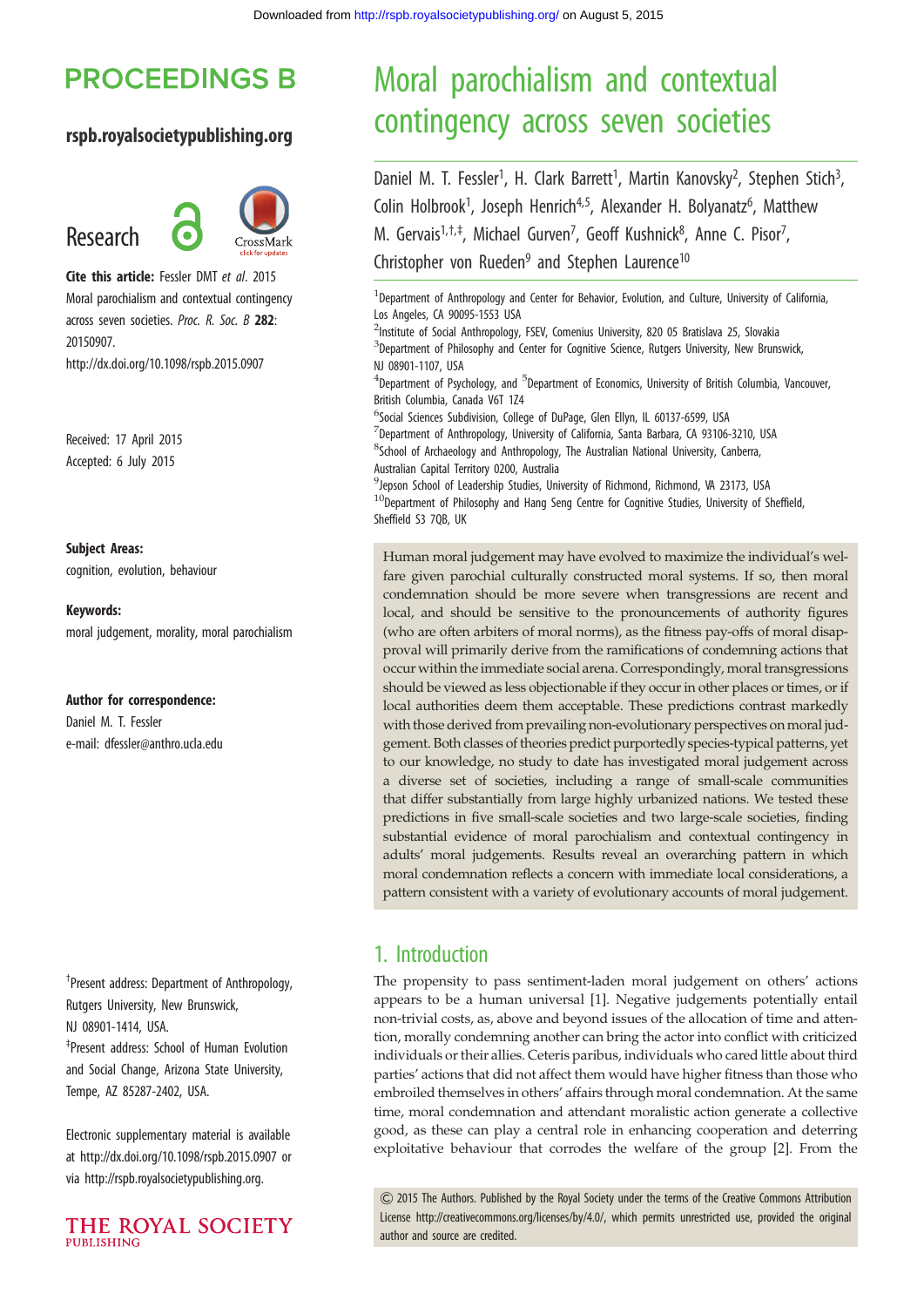# Moral parochialism and contextual contingency across seven societies

Daniel M. T. Fessler[1], H. Clark Barrett[1], Martin Kanovsky[2], Stephen Stich[3], Colin Holbrook[1], Joseph Henrich[4,5], Alexander H. Bolyanatz[6], Matthew M. Gervais[1,†,‡], Michael Gurven[7], Geoff Kushnick[8], Anne C. Pisor[7], Christopher von Rueden[9] and Stephen Laurence[10]

[1]Department of Anthropology and Center for Behavior, Evolution, and Culture, University of California, Los Angeles, CA 90095-1553 USA
[2]Institute of Social Anthropology, FSEV, Comenius University, 820 05 Bratislava 25, Slovakia
[3]Department of Philosophy and Center for Cognitive Science, Rutgers University, New Brunswick, NJ 08901-1107, USA
[4]Department of Psychology, and [5]Department of Economics, University of British Columbia, Vancouver, British Columbia, Canada V6T 1Z4
[6]Social Sciences Subdivision, College of DuPage, Glen Ellyn, IL 60137-6599, USA
[7]Department of Anthropology, University of California, Santa Barbara, CA 93106-3210, USA
[8]School of Archaeology and Anthropology, The Australian National University, Canberra, Australian Capital Territory 0200, Australia
[9]Jepson School of Leadership Studies, University of Richmond, Richmond, VA 23173, USA
[10]Department of Philosophy and Hang Seng Centre for Cognitive Studies, University of Sheffield, Sheffield S3 7QB, UK

**Research**

**Cite this article:** Fessler DMT *et al.* 2015 Moral parochialism and contextual contingency across seven societies. *Proc. R. Soc. B* **282**: 20150907. http://dx.doi.org/10.1098/rspb.2015.0907

Received: 17 April 2015
Accepted: 6 July 2015

**Subject Areas:**
cognition, evolution, behaviour

**Keywords:**
moral judgement, morality, moral parochialism

**Author for correspondence:**
Daniel M. T. Fessler
e-mail: dfessler@anthro.ucla.edu

†Present address: Department of Anthropology, Rutgers University, New Brunswick, NJ 08901-1414, USA.
‡Present address: School of Human Evolution and Social Change, Arizona State University, Tempe, AZ 85287-2402, USA.

Electronic supplementary material is available at http://dx.doi.org/10.1098/rspb.2015.0907 or via http://rspb.royalsocietypublishing.org.

Human moral judgement may have evolved to maximize the individual's welfare given parochial culturally constructed moral systems. If so, then moral condemnation should be more severe when transgressions are recent and local, and should be sensitive to the pronouncements of authority figures (who are often arbiters of moral norms), as the fitness pay-offs of moral disapproval will primarily derive from the ramifications of condemning actions that occur within the immediate social arena. Correspondingly, moral transgressions should be viewed as less objectionable if they occur in other places or times, or if local authorities deem them acceptable. These predictions contrast markedly with those derived from prevailing non-evolutionary perspectives on moral judgement. Both classes of theories predict purportedly species-typical patterns, yet to our knowledge, no study to date has investigated moral judgement across a diverse set of societies, including a range of small-scale communities that differ substantially from large highly urbanized nations. We tested these predictions in five small-scale societies and two large-scale societies, finding substantial evidence of moral parochialism and contextual contingency in adults' moral judgements. Results reveal an overarching pattern in which moral condemnation reflects a concern with immediate local considerations, a pattern consistent with a variety of evolutionary accounts of moral judgement.

## 1. Introduction

The propensity to pass sentiment-laden moral judgement on others' actions appears to be a human universal [1]. Negative judgements potentially entail non-trivial costs, as, above and beyond issues of the allocation of time and attention, morally condemning another can bring the actor into conflict with criticized individuals or their allies. Ceteris paribus, individuals who cared little about third parties' actions that did not affect them would have higher fitness than those who embroiled themselves in others' affairs through moral condemnation. At the same time, moral condemnation and attendant moralistic action generate a collective good, as these can play a central role in enhancing cooperation and deterring exploitative behaviour that corrodes the welfare of the group [2]. From the

© 2015 The Authors. Published by the Royal Society under the terms of the Creative Commons Attribution License http://creativecommons.org/licenses/by/4.0/, which permits unrestricted use, provided the original author and source are credited.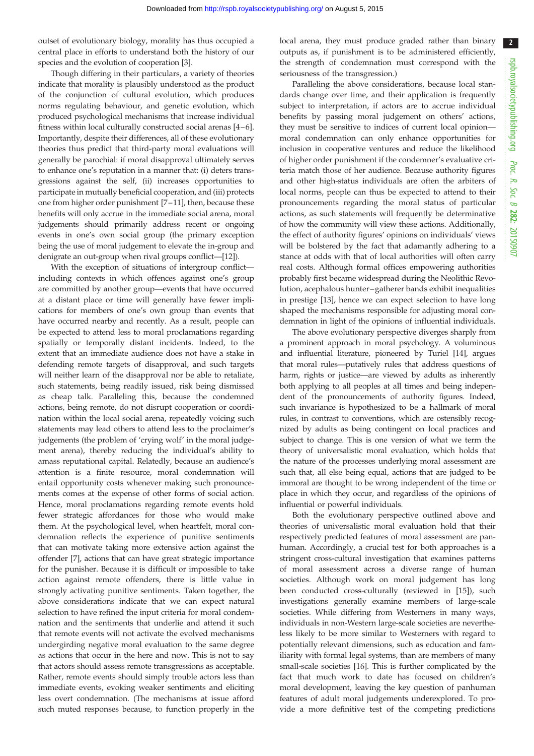outset of evolutionary biology, morality has thus occupied a central place in efforts to understand both the history of our species and the evolution of cooperation [3].

Though differing in their particulars, a variety of theories indicate that morality is plausibly understood as the product of the conjunction of cultural evolution, which produces norms regulating behaviour, and genetic evolution, which produced psychological mechanisms that increase individual fitness within local culturally constructed social arenas [4–6]. Importantly, despite their differences, all of these evolutionary theories thus predict that third-party moral evaluations will generally be parochial: if moral disapproval ultimately serves to enhance one's reputation in a manner that: (i) deters transgressions against the self, (ii) increases opportunities to participate in mutually beneficial cooperation, and (iii) protects one from higher order punishment [7–11], then, because these benefits will only accrue in the immediate social arena, moral judgements should primarily address recent or ongoing events in one's own social group (the primary exception being the use of moral judgement to elevate the in-group and denigrate an out-group when rival groups conflict—[12]).

With the exception of situations of intergroup conflict—including contexts in which offences against one's group are committed by another group—events that have occurred at a distant place or time will generally have fewer implications for members of one's own group than events that have occurred nearby and recently. As a result, people can be expected to attend less to moral proclamations regarding spatially or temporally distant incidents. Indeed, to the extent that an immediate audience does not have a stake in defending remote targets of disapproval, and such targets will neither learn of the disapproval nor be able to retaliate, such statements, being readily issued, risk being dismissed as cheap talk. Paralleling this, because the condemned actions, being remote, do not disrupt cooperation or coordination within the local social arena, repeatedly voicing such statements may lead others to attend less to the proclaimer's judgements (the problem of 'crying wolf' in the moral judgement arena), thereby reducing the individual's ability to amass reputational capital. Relatedly, because an audience's attention is a finite resource, moral condemnation will entail opportunity costs whenever making such pronouncements comes at the expense of other forms of social action. Hence, moral proclamations regarding remote events hold fewer strategic affordances for those who would make them. At the psychological level, when heartfelt, moral condemnation reflects the experience of punitive sentiments that can motivate taking more extensive action against the offender [7], actions that can have great strategic importance for the punisher. Because it is difficult or impossible to take action against remote offenders, there is little value in strongly activating punitive sentiments. Taken together, the above considerations indicate that we can expect natural selection to have refined the input criteria for moral condemnation and the sentiments that underlie and attend it such that remote events will not activate the evolved mechanisms undergirding negative moral evaluation to the same degree as actions that occur in the here and now. This is not to say that actors should assess remote transgressions as acceptable. Rather, remote events should simply trouble actors less than immediate events, evoking weaker sentiments and eliciting less overt condemnation. (The mechanisms at issue afford such muted responses because, to function properly in the local arena, they must produce graded rather than binary outputs as, if punishment is to be administered efficiently, the strength of condemnation must correspond with the seriousness of the transgression.)

Paralleling the above considerations, because local standards change over time, and their application is frequently subject to interpretation, if actors are to accrue individual benefits by passing moral judgement on others' actions, they must be sensitive to indices of current local opinion—moral condemnation can only enhance opportunities for inclusion in cooperative ventures and reduce the likelihood of higher order punishment if the condemner's evaluative criteria match those of her audience. Because authority figures and other high-status individuals are often the arbiters of local norms, people can thus be expected to attend to their pronouncements regarding the moral status of particular actions, as such statements will frequently be determinative of how the community will view these actions. Additionally, the effect of authority figures' opinions on individuals' views will be bolstered by the fact that adamantly adhering to a stance at odds with that of local authorities will often carry real costs. Although formal offices empowering authorities probably first became widespread during the Neolithic Revolution, acephalous hunter–gatherer bands exhibit inequalities in prestige [13], hence we can expect selection to have long shaped the mechanisms responsible for adjusting moral condemnation in light of the opinions of influential individuals.

The above evolutionary perspective diverges sharply from a prominent approach in moral psychology. A voluminous and influential literature, pioneered by Turiel [14], argues that moral rules—putatively rules that address questions of harm, rights or justice—are viewed by adults as inherently both applying to all peoples at all times and being independent of the pronouncements of authority figures. Indeed, such invariance is hypothesized to be a hallmark of moral rules, in contrast to conventions, which are ostensibly recognized by adults as being contingent on local practices and subject to change. This is one version of what we term the theory of universalistic moral evaluation, which holds that the nature of the processes underlying moral assessment are such that, all else being equal, actions that are judged to be immoral are thought to be wrong independent of the time or place in which they occur, and regardless of the opinions of influential or powerful individuals.

Both the evolutionary perspective outlined above and theories of universalistic moral evaluation hold that their respectively predicted features of moral assessment are panhuman. Accordingly, a crucial test for both approaches is a stringent cross-cultural investigation that examines patterns of moral assessment across a diverse range of human societies. Although work on moral judgement has long been conducted cross-culturally (reviewed in [15]), such investigations generally examine members of large-scale societies. While differing from Westerners in many ways, individuals in non-Western large-scale societies are nevertheless likely to be more similar to Westerners with regard to potentially relevant dimensions, such as education and familiarity with formal legal systems, than are members of many small-scale societies [16]. This is further complicated by the fact that much work to date has focused on children's moral development, leaving the key question of panhuman features of adult moral judgements underexplored. To provide a more definitive test of the competing predictions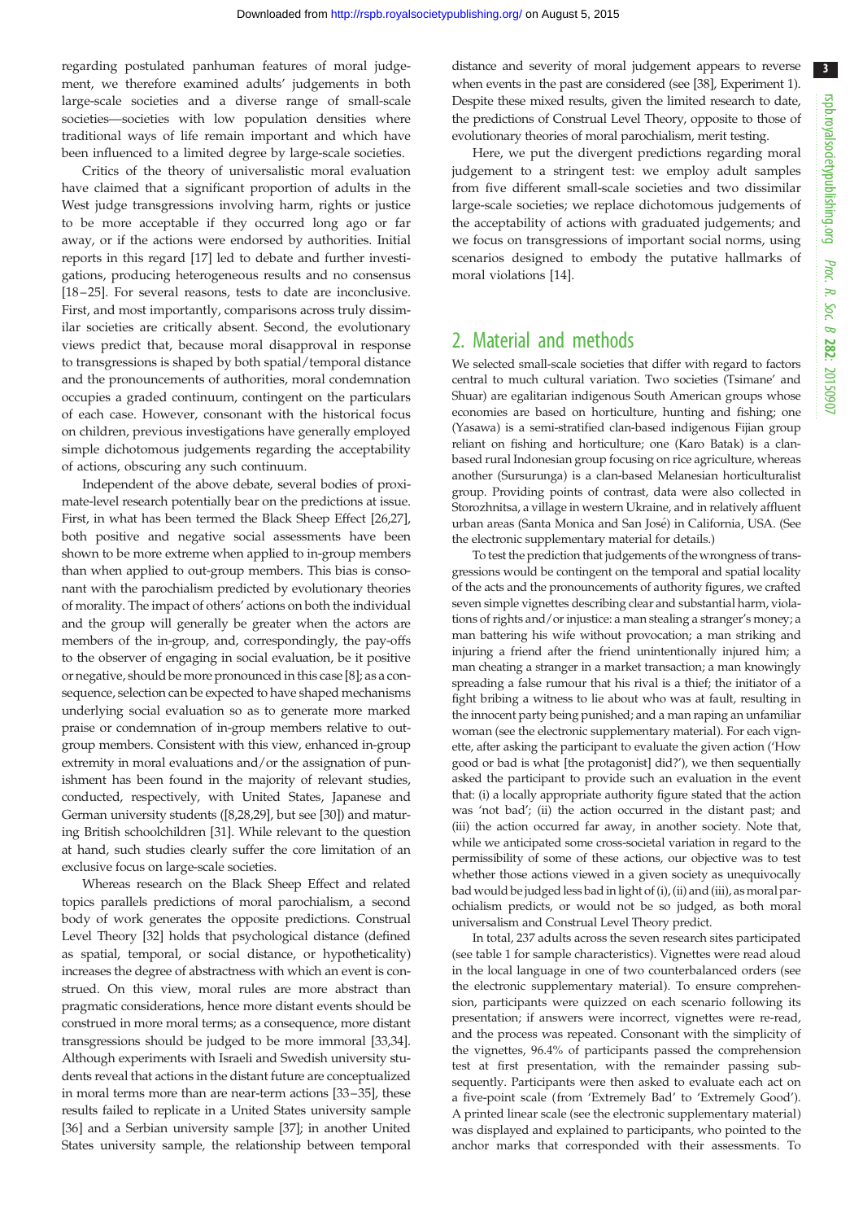regarding postulated panhuman features of moral judgement, we therefore examined adults' judgements in both large-scale societies and a diverse range of small-scale societies—societies with low population densities where traditional ways of life remain important and which have been influenced to a limited degree by large-scale societies.

Critics of the theory of universalistic moral evaluation have claimed that a significant proportion of adults in the West judge transgressions involving harm, rights or justice to be more acceptable if they occurred long ago or far away, or if the actions were endorsed by authorities. Initial reports in this regard [17] led to debate and further investigations, producing heterogeneous results and no consensus [18–25]. For several reasons, tests to date are inconclusive. First, and most importantly, comparisons across truly dissimilar societies are critically absent. Second, the evolutionary views predict that, because moral disapproval in response to transgressions is shaped by both spatial/temporal distance and the pronouncements of authorities, moral condemnation occupies a graded continuum, contingent on the particulars of each case. However, consonant with the historical focus on children, previous investigations have generally employed simple dichotomous judgements regarding the acceptability of actions, obscuring any such continuum.

Independent of the above debate, several bodies of proximate-level research potentially bear on the predictions at issue. First, in what has been termed the Black Sheep Effect [26,27], both positive and negative social assessments have been shown to be more extreme when applied to in-group members than when applied to out-group members. This bias is consonant with the parochialism predicted by evolutionary theories of morality. The impact of others' actions on both the individual and the group will generally be greater when the actors are members of the in-group, and, correspondingly, the pay-offs to the observer of engaging in social evaluation, be it positive or negative, should be more pronounced in this case [8]; as a consequence, selection can be expected to have shaped mechanisms underlying social evaluation so as to generate more marked praise or condemnation of in-group members relative to out-group members. Consistent with this view, enhanced in-group extremity in moral evaluations and/or the assignation of punishment has been found in the majority of relevant studies, conducted, respectively, with United States, Japanese and German university students ([8,28,29], but see [30]) and maturing British schoolchildren [31]. While relevant to the question at hand, such studies clearly suffer the core limitation of an exclusive focus on large-scale societies.

Whereas research on the Black Sheep Effect and related topics parallels predictions of moral parochialism, a second body of work generates the opposite predictions. Construal Level Theory [32] holds that psychological distance (defined as spatial, temporal, or social distance, or hypotheticality) increases the degree of abstractness with which an event is construed. On this view, moral rules are more abstract than pragmatic considerations, hence more distant events should be construed in more moral terms; as a consequence, more distant transgressions should be judged to be more immoral [33,34]. Although experiments with Israeli and Swedish university students reveal that actions in the distant future are conceptualized in moral terms more than are near-term actions [33–35], these results failed to replicate in a United States university sample [36] and a Serbian university sample [37]; in another United States university sample, the relationship between temporal distance and severity of moral judgement appears to reverse when events in the past are considered (see [38], Experiment 1). Despite these mixed results, given the limited research to date, the predictions of Construal Level Theory, opposite to those of evolutionary theories of moral parochialism, merit testing.

Here, we put the divergent predictions regarding moral judgement to a stringent test: we employ adult samples from five different small-scale societies and two dissimilar large-scale societies; we replace dichotomous judgements of the acceptability of actions with graduated judgements; and we focus on transgressions of important social norms, using scenarios designed to embody the putative hallmarks of moral violations [14].

## 2. Material and methods

We selected small-scale societies that differ with regard to factors central to much cultural variation. Two societies (Tsimane' and Shuar) are egalitarian indigenous South American groups whose economies are based on horticulture, hunting and fishing; one (Yasawa) is a semi-stratified clan-based indigenous Fijian group reliant on fishing and horticulture; one (Karo Batak) is a clan-based rural Indonesian group focusing on rice agriculture, whereas another (Sursurunga) is a clan-based Melanesian horticulturalist group. Providing points of contrast, data were also collected in Storozhnitsa, a village in western Ukraine, and in relatively affluent urban areas (Santa Monica and San José) in California, USA. (See the electronic supplementary material for details.)

To test the prediction that judgements of the wrongness of transgressions would be contingent on the temporal and spatial locality of the acts and the pronouncements of authority figures, we crafted seven simple vignettes describing clear and substantial harm, violations of rights and/or injustice: a man stealing a stranger's money; a man battering his wife without provocation; a man striking and injuring a friend after the friend unintentionally injured him; a man cheating a stranger in a market transaction; a man knowingly spreading a false rumour that his rival is a thief; the initiator of a fight bribing a witness to lie about who was at fault, resulting in the innocent party being punished; and a man raping an unfamiliar woman (see the electronic supplementary material). For each vignette, after asking the participant to evaluate the given action ('How good or bad is what [the protagonist] did?'), we then sequentially asked the participant to provide such an evaluation in the event that: (i) a locally appropriate authority figure stated that the action was 'not bad'; (ii) the action occurred in the distant past; and (iii) the action occurred far away, in another society. Note that, while we anticipated some cross-societal variation in regard to the permissibility of some of these actions, our objective was to test whether those actions viewed in a given society as unequivocally bad would be judged less bad in light of (i), (ii) and (iii), as moral parochialism predicts, or would not be so judged, as both moral universalism and Construal Level Theory predict.

In total, 237 adults across the seven research sites participated (see table 1 for sample characteristics). Vignettes were read aloud in the local language in one of two counterbalanced orders (see the electronic supplementary material). To ensure comprehension, participants were quizzed on each scenario following its presentation; if answers were incorrect, vignettes were re-read, and the process was repeated. Consonant with the simplicity of the vignettes, 96.4% of participants passed the comprehension test at first presentation, with the remainder passing subsequently. Participants were then asked to evaluate each act on a five-point scale (from 'Extremely Bad' to 'Extremely Good'). A printed linear scale (see the electronic supplementary material) was displayed and explained to participants, who pointed to the anchor marks that corresponded with their assessments. To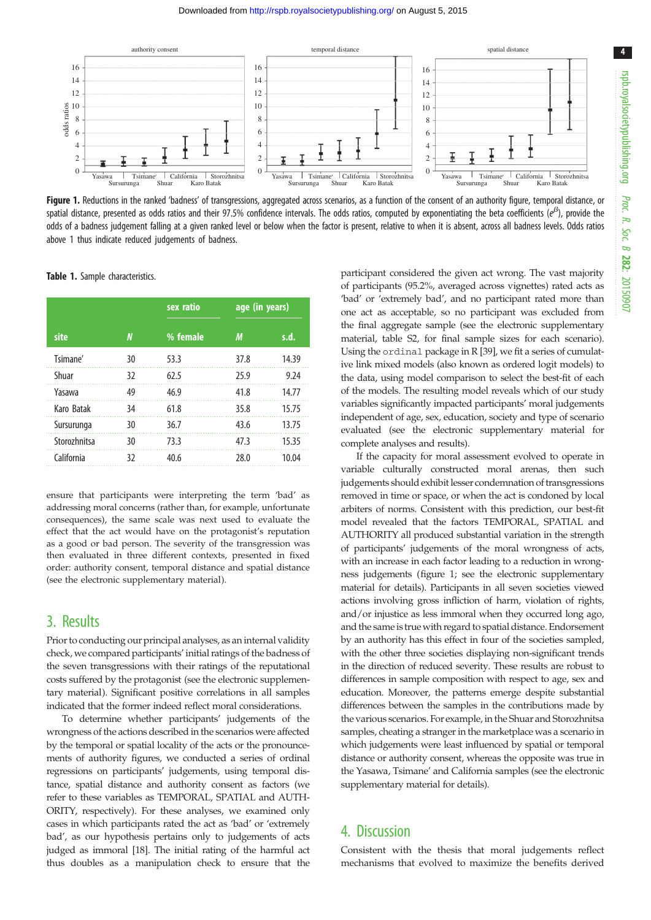**Figure 1.** Reductions in the ranked 'badness' of transgressions, aggregated across scenarios, as a function of the consent of an authority figure, temporal distance, or spatial distance, presented as odds ratios and their 97.5% confidence intervals. The odds ratios, computed by exponentiating the beta coefficients ($e^{\beta}$), provide the odds of a badness judgement falling at a given ranked level or below when the factor is present, relative to when it is absent, across all badness levels. Odds ratios above 1 thus indicate reduced judgements of badness.

**Table 1.** Sample characteristics.

| | | sex ratio | age (in years) | |
|---|---|---|---|---|
| site | *N* | % female | *M* | s.d. |
| Tsimane' | 30 | 53.3 | 37.8 | 14.39 |
| Shuar | 32 | 62.5 | 25.9 | 9.24 |
| Yasawa | 49 | 46.9 | 41.8 | 14.77 |
| Karo Batak | 34 | 61.8 | 35.8 | 15.75 |
| Sursurunga | 30 | 36.7 | 43.6 | 13.75 |
| Storozhnitsa | 30 | 73.3 | 47.3 | 15.35 |
| California | 32 | 40.6 | 28.0 | 10.04 |

ensure that participants were interpreting the term 'bad' as addressing moral concerns (rather than, for example, unfortunate consequences), the same scale was next used to evaluate the effect that the act would have on the protagonist's reputation as a good or bad person. The severity of the transgression was then evaluated in three different contexts, presented in fixed order: authority consent, temporal distance and spatial distance (see the electronic supplementary material).

## 3. Results

Prior to conducting our principal analyses, as an internal validity check, we compared participants' initial ratings of the badness of the seven transgressions with their ratings of the reputational costs suffered by the protagonist (see the electronic supplementary material). Significant positive correlations in all samples indicated that the former indeed reflect moral considerations.

To determine whether participants' judgements of the wrongness of the actions described in the scenarios were affected by the temporal or spatial locality of the acts or the pronouncements of authority figures, we conducted a series of ordinal regressions on participants' judgements, using temporal distance, spatial distance and authority consent as factors (we refer to these variables as TEMPORAL, SPATIAL and AUTHORITY, respectively). For these analyses, we examined only cases in which participants rated the act as 'bad' or 'extremely bad', as our hypothesis pertains only to judgements of acts judged as immoral [18]. The initial rating of the harmful act thus doubles as a manipulation check to ensure that the participant considered the given act wrong. The vast majority of participants (95.2%, averaged across vignettes) rated acts as 'bad' or 'extremely bad', and no participant rated more than one act as acceptable, so no participant was excluded from the final aggregate sample (see the electronic supplementary material, table S2, for final sample sizes for each scenario). Using the `ordinal` package in R [39], we fit a series of cumulative link mixed models (also known as ordered logit models) to the data, using model comparison to select the best-fit of each of the models. The resulting model reveals which of our study variables significantly impacted participants' moral judgements independent of age, sex, education, society and type of scenario evaluated (see the electronic supplementary material for complete analyses and results).

If the capacity for moral assessment evolved to operate in variable culturally constructed moral arenas, then such judgements should exhibit lesser condemnation of transgressions removed in time or space, or when the act is condoned by local arbiters of norms. Consistent with this prediction, our best-fit model revealed that the factors TEMPORAL, SPATIAL and AUTHORITY all produced substantial variation in the strength of participants' judgements of the moral wrongness of acts, with an increase in each factor leading to a reduction in wrongness judgements (figure 1; see the electronic supplementary material for details). Participants in all seven societies viewed actions involving gross infliction of harm, violation of rights, and/or injustice as less immoral when they occurred long ago, and the same is true with regard to spatial distance. Endorsement by an authority has this effect in four of the societies sampled, with the other three societies displaying non-significant trends in the direction of reduced severity. These results are robust to differences in sample composition with respect to age, sex and education. Moreover, the patterns emerge despite substantial differences between the samples in the contributions made by the various scenarios. For example, in the Shuar and Storozhnitsa samples, cheating a stranger in the marketplace was a scenario in which judgements were least influenced by spatial or temporal distance or authority consent, whereas the opposite was true in the Yasawa, Tsimane' and California samples (see the electronic supplementary material for details).

## 4. Discussion

Consistent with the thesis that moral judgements reflect mechanisms that evolved to maximize the benefits derived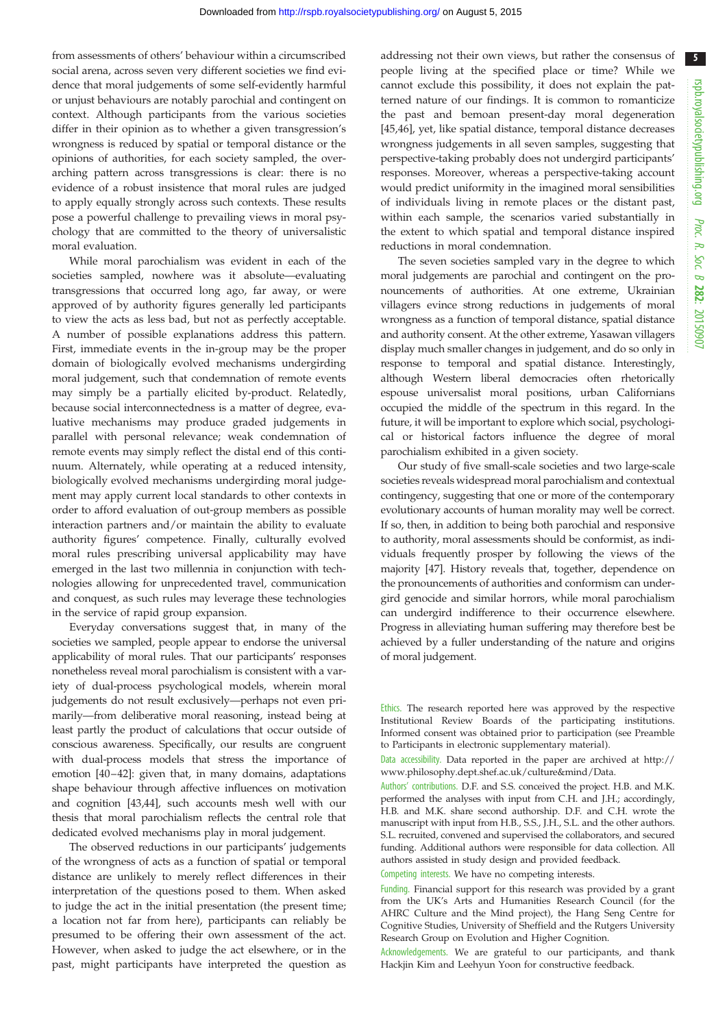from assessments of others' behaviour within a circumscribed social arena, across seven very different societies we find evidence that moral judgements of some self-evidently harmful or unjust behaviours are notably parochial and contingent on context. Although participants from the various societies differ in their opinion as to whether a given transgression's wrongness is reduced by spatial or temporal distance or the opinions of authorities, for each society sampled, the overarching pattern across transgressions is clear: there is no evidence of a robust insistence that moral rules are judged to apply equally strongly across such contexts. These results pose a powerful challenge to prevailing views in moral psychology that are committed to the theory of universalistic moral evaluation.

While moral parochialism was evident in each of the societies sampled, nowhere was it absolute—evaluating transgressions that occurred long ago, far away, or were approved of by authority figures generally led participants to view the acts as less bad, but not as perfectly acceptable. A number of possible explanations address this pattern. First, immediate events in the in-group may be the proper domain of biologically evolved mechanisms undergirding moral judgement, such that condemnation of remote events may simply be a partially elicited by-product. Relatedly, because social interconnectedness is a matter of degree, evaluative mechanisms may produce graded judgements in parallel with personal relevance; weak condemnation of remote events may simply reflect the distal end of this continuum. Alternately, while operating at a reduced intensity, biologically evolved mechanisms undergirding moral judgement may apply current local standards to other contexts in order to afford evaluation of out-group members as possible interaction partners and/or maintain the ability to evaluate authority figures' competence. Finally, culturally evolved moral rules prescribing universal applicability may have emerged in the last two millennia in conjunction with technologies allowing for unprecedented travel, communication and conquest, as such rules may leverage these technologies in the service of rapid group expansion.

Everyday conversations suggest that, in many of the societies we sampled, people appear to endorse the universal applicability of moral rules. That our participants' responses nonetheless reveal moral parochialism is consistent with a variety of dual-process psychological models, wherein moral judgements do not result exclusively—perhaps not even primarily—from deliberative moral reasoning, instead being at least partly the product of calculations that occur outside of conscious awareness. Specifically, our results are congruent with dual-process models that stress the importance of emotion [40–42]: given that, in many domains, adaptations shape behaviour through affective influences on motivation and cognition [43,44], such accounts mesh well with our thesis that moral parochialism reflects the central role that dedicated evolved mechanisms play in moral judgement.

The observed reductions in our participants' judgements of the wrongness of acts as a function of spatial or temporal distance are unlikely to merely reflect differences in their interpretation of the questions posed to them. When asked to judge the act in the initial presentation (the present time; a location not far from here), participants can reliably be presumed to be offering their own assessment of the act. However, when asked to judge the act elsewhere, or in the past, might participants have interpreted the question as addressing not their own views, but rather the consensus of people living at the specified place or time? While we cannot exclude this possibility, it does not explain the patterned nature of our findings. It is common to romanticize the past and bemoan present-day moral degeneration [45,46], yet, like spatial distance, temporal distance decreases wrongness judgements in all seven samples, suggesting that perspective-taking probably does not undergird participants' responses. Moreover, whereas a perspective-taking account would predict uniformity in the imagined moral sensibilities of individuals living in remote places or the distant past, within each sample, the scenarios varied substantially in the extent to which spatial and temporal distance inspired reductions in moral condemnation.

The seven societies sampled vary in the degree to which moral judgements are parochial and contingent on the pronouncements of authorities. At one extreme, Ukrainian villagers evince strong reductions in judgements of moral wrongness as a function of temporal distance, spatial distance and authority consent. At the other extreme, Yasawan villagers display much smaller changes in judgement, and do so only in response to temporal and spatial distance. Interestingly, although Western liberal democracies often rhetorically espouse universalist moral positions, urban Californians occupied the middle of the spectrum in this regard. In the future, it will be important to explore which social, psychological or historical factors influence the degree of moral parochialism exhibited in a given society.

Our study of five small-scale societies and two large-scale societies reveals widespread moral parochialism and contextual contingency, suggesting that one or more of the contemporary evolutionary accounts of human morality may well be correct. If so, then, in addition to being both parochial and responsive to authority, moral assessments should be conformist, as individuals frequently prosper by following the views of the majority [47]. History reveals that, together, dependence on the pronouncements of authorities and conformism can undergird genocide and similar horrors, while moral parochialism can undergird indifference to their occurrence elsewhere. Progress in alleviating human suffering may therefore best be achieved by a fuller understanding of the nature and origins of moral judgement.

Ethics. The research reported here was approved by the respective Institutional Review Boards of the participating institutions. Informed consent was obtained prior to participation (see Preamble to Participants in electronic supplementary material).

Data accessibility. Data reported in the paper are archived at http://www.philosophy.dept.shef.ac.uk/culture&mind/Data.

Authors' contributions. D.F. and S.S. conceived the project. H.B. and M.K. performed the analyses with input from C.H. and J.H.; accordingly, H.B. and M.K. share second authorship. D.F. and C.H. wrote the manuscript with input from H.B., S.S., J.H., S.L. and the other authors. S.L. recruited, convened and supervised the collaborators, and secured funding. Additional authors were responsible for data collection. All authors assisted in study design and provided feedback.

Competing interests. We have no competing interests.

Funding. Financial support for this research was provided by a grant from the UK's Arts and Humanities Research Council (for the AHRC Culture and the Mind project), the Hang Seng Centre for Cognitive Studies, University of Sheffield and the Rutgers University Research Group on Evolution and Higher Cognition.

Acknowledgements. We are grateful to our participants, and thank Hackjin Kim and Leehyun Yoon for constructive feedback.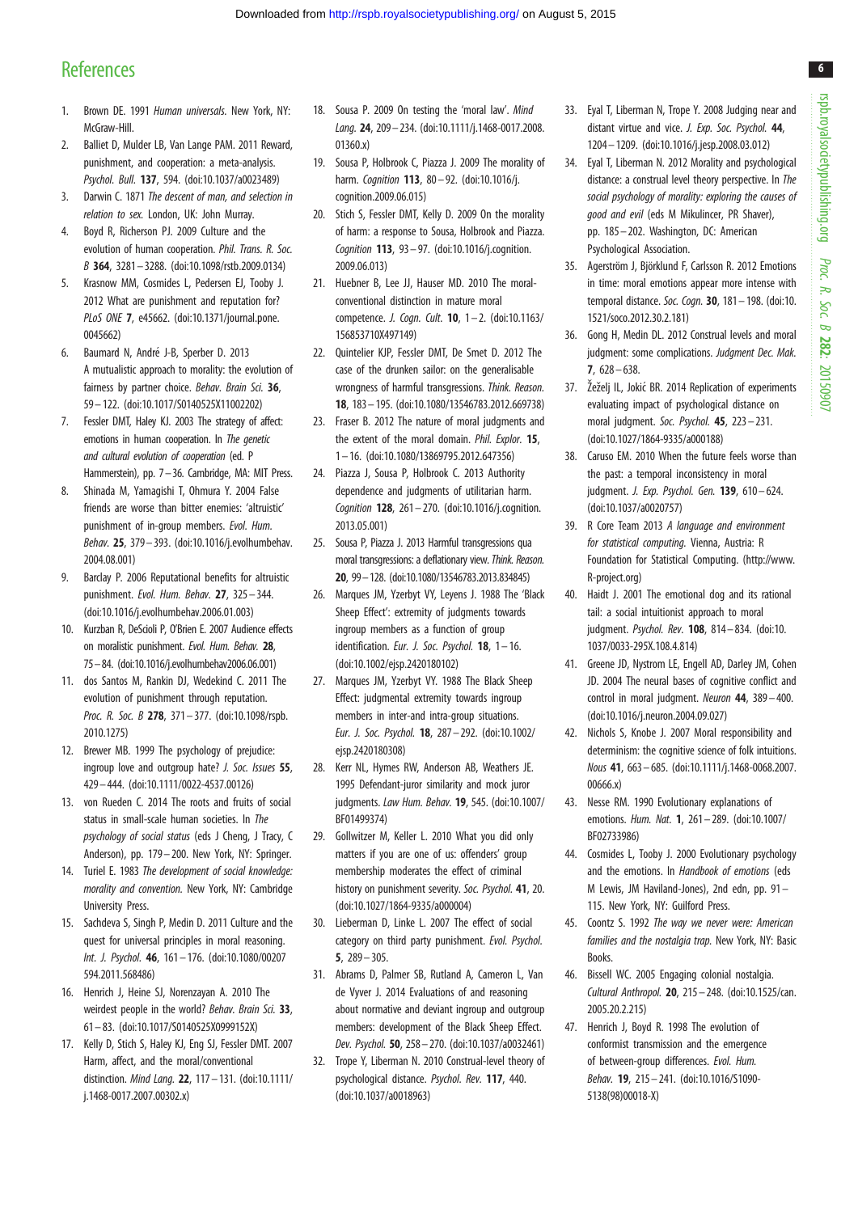## References

1. Brown DE. 1991 *Human universals*. New York, NY: McGraw-Hill.
2. Balliet D, Mulder LB, Van Lange PAM. 2011 Reward, punishment, and cooperation: a meta-analysis. *Psychol. Bull.* **137**, 594. (doi:10.1037/a0023489)
3. Darwin C. 1871 *The descent of man, and selection in relation to sex*. London, UK: John Murray.
4. Boyd R, Richerson PJ. 2009 Culture and the evolution of human cooperation. *Phil. Trans. R. Soc. B* **364**, 3281–3288. (doi:10.1098/rstb.2009.0134)
5. Krasnow MM, Cosmides L, Pedersen EJ, Tooby J. 2012 What are punishment and reputation for? *PLoS ONE* **7**, e45662. (doi:10.1371/journal.pone.0045662)
6. Baumard N, André J-B, Sperber D. 2013 A mutualistic approach to morality: the evolution of fairness by partner choice. *Behav. Brain Sci.* **36**, 59–122. (doi:10.1017/S0140525X11002202)
7. Fessler DMT, Haley KJ. 2003 The strategy of affect: emotions in human cooperation. In *The genetic and cultural evolution of cooperation* (ed. P Hammerstein), pp. 7–36. Cambridge, MA: MIT Press.
8. Shinada M, Yamagishi T, Ohmura Y. 2004 False friends are worse than bitter enemies: 'altruistic' punishment of in-group members. *Evol. Hum. Behav.* **25**, 379–393. (doi:10.1016/j.evolhumbehav.2004.08.001)
9. Barclay P. 2006 Reputational benefits for altruistic punishment. *Evol. Hum. Behav.* **27**, 325–344. (doi:10.1016/j.evolhumbehav.2006.01.003)
10. Kurzban R, DeScioli P, O'Brien E. 2007 Audience effects on moralistic punishment. *Evol. Hum. Behav.* **28**, 75–84. (doi:10.1016/j.evolhumbehav2006.06.001)
11. dos Santos M, Rankin DJ, Wedekind C. 2011 The evolution of punishment through reputation. *Proc. R. Soc. B* **278**, 371–377. (doi:10.1098/rspb.2010.1275)
12. Brewer MB. 1999 The psychology of prejudice: ingroup love and outgroup hate? *J. Soc. Issues* **55**, 429–444. (doi:10.1111/0022-4537.00126)
13. von Rueden C. 2014 The roots and fruits of social status in small-scale human societies. In *The psychology of social status* (eds J Cheng, J Tracy, C Anderson), pp. 179–200. New York, NY: Springer.
14. Turiel E. 1983 *The development of social knowledge: morality and convention*. New York, NY: Cambridge University Press.
15. Sachdeva S, Singh P, Medin D. 2011 Culture and the quest for universal principles in moral reasoning. *Int. J. Psychol.* **46**, 161–176. (doi:10.1080/00207594.2011.568486)
16. Henrich J, Heine SJ, Norenzayan A. 2010 The weirdest people in the world? *Behav. Brain Sci.* **33**, 61–83. (doi:10.1017/S0140525X0999152X)
17. Kelly D, Stich S, Haley KJ, Eng SJ, Fessler DMT. 2007 Harm, affect, and the moral/conventional distinction. *Mind Lang.* **22**, 117–131. (doi:10.1111/j.1468-0017.2007.00302.x)
18. Sousa P. 2009 On testing the 'moral law'. *Mind Lang.* **24**, 209–234. (doi:10.1111/j.1468-0017.2008.01360.x)
19. Sousa P, Holbrook C, Piazza J. 2009 The morality of harm. *Cognition* **113**, 80–92. (doi:10.1016/j.cognition.2009.06.015)
20. Stich S, Fessler DMT, Kelly D. 2009 On the morality of harm: a response to Sousa, Holbrook and Piazza. *Cognition* **113**, 93–97. (doi:10.1016/j.cognition.2009.06.013)
21. Huebner B, Lee JJ, Hauser MD. 2010 The moral-conventional distinction in mature moral competence. *J. Cogn. Cult.* **10**, 1–2. (doi:10.1163/156853710X497149)
22. Quintelier KJP, Fessler DMT, De Smet D. 2012 The case of the drunken sailor: on the generalisable wrongness of harmful transgressions. *Think. Reason.* **18**, 183–195. (doi:10.1080/13546783.2012.669738)
23. Fraser B. 2012 The nature of moral judgments and the extent of the moral domain. *Phil. Explor.* **15**, 1–16. (doi:10.1080/13869795.2012.647356)
24. Piazza J, Sousa P, Holbrook C. 2013 Authority dependence and judgments of utilitarian harm. *Cognition* **128**, 261–270. (doi:10.1016/j.cognition.2013.05.001)
25. Sousa P, Piazza J. 2013 Harmful transgressions qua moral transgressions: a deflationary view. *Think. Reason.* **20**, 99–128. (doi:10.1080/13546783.2013.834845)
26. Marques JM, Yzerbyt VY, Leyens J. 1988 The 'Black Sheep Effect': extremity of judgments towards ingroup members as a function of group identification. *Eur. J. Soc. Psychol.* **18**, 1–16. (doi:10.1002/ejsp.2420180102)
27. Marques JM, Yzerbyt VY. 1988 The Black Sheep Effect: judgmental extremity towards ingroup members in inter-and intra-group situations. *Eur. J. Soc. Psychol.* **18**, 287–292. (doi:10.1002/ejsp.2420180308)
28. Kerr NL, Hymes RW, Anderson AB, Weathers JE. 1995 Defendant-juror similarity and mock juror judgments. *Law Hum. Behav.* **19**, 545. (doi:10.1007/BF01499374)
29. Gollwitzer M, Keller L. 2010 What you did only matters if you are one of us: offenders' group membership moderates the effect of criminal history on punishment severity. *Soc. Psychol.* **41**, 20. (doi:10.1027/1864-9335/a000004)
30. Lieberman D, Linke L. 2007 The effect of social category on third party punishment. *Evol. Psychol.* **5**, 289–305.
31. Abrams D, Palmer SB, Rutland A, Cameron L, Van de Vyver J. 2014 Evaluations of and reasoning about normative and deviant ingroup and outgroup members: development of the Black Sheep Effect. *Dev. Psychol.* **50**, 258–270. (doi:10.1037/a0032461)
32. Trope Y, Liberman N. 2010 Construal-level theory of psychological distance. *Psychol. Rev.* **117**, 440. (doi:10.1037/a0018963)
33. Eyal T, Liberman N, Trope Y. 2008 Judging near and distant virtue and vice. *J. Exp. Soc. Psychol.* **44**, 1204–1209. (doi:10.1016/j.jesp.2008.03.012)
34. Eyal T, Liberman N. 2012 Morality and psychological distance: a construal level theory perspective. In *The social psychology of morality: exploring the causes of good and evil* (eds M Mikulincer, PR Shaver), pp. 185–202. Washington, DC: American Psychological Association.
35. Agerström J, Björklund F, Carlsson R. 2012 Emotions in time: moral emotions appear more intense with temporal distance. *Soc. Cogn.* **30**, 181–198. (doi:10.1521/soco.2012.30.2.181)
36. Gong H, Medin DL. 2012 Construal levels and moral judgment: some complications. *Judgment Dec. Mak.* **7**, 628–638.
37. Žeželj IL, Jokić BR. 2014 Replication of experiments evaluating impact of psychological distance on moral judgment. *Soc. Psychol.* **45**, 223–231. (doi:10.1027/1864-9335/a000188)
38. Caruso EM. 2010 When the future feels worse than the past: a temporal inconsistency in moral judgment. *J. Exp. Psychol. Gen.* **139**, 610–624. (doi:10.1037/a0020757)
39. R Core Team 2013 *A language and environment for statistical computing*. Vienna, Austria: R Foundation for Statistical Computing. (http://www.R-project.org)
40. Haidt J. 2001 The emotional dog and its rational tail: a social intuitionist approach to moral judgment. *Psychol. Rev.* **108**, 814–834. (doi:10.1037/0033-295X.108.4.814)
41. Greene JD, Nystrom LE, Engell AD, Darley JM, Cohen JD. 2004 The neural bases of cognitive conflict and control in moral judgment. *Neuron* **44**, 389–400. (doi:10.1016/j.neuron.2004.09.027)
42. Nichols S, Knobe J. 2007 Moral responsibility and determinism: the cognitive science of folk intuitions. *Nous* **41**, 663–685. (doi:10.1111/j.1468-0068.2007.00666.x)
43. Nesse RM. 1990 Evolutionary explanations of emotions. *Hum. Nat.* **1**, 261–289. (doi:10.1007/BF02733986)
44. Cosmides L, Tooby J. 2000 Evolutionary psychology and the emotions. In *Handbook of emotions* (eds M Lewis, JM Haviland-Jones), 2nd edn, pp. 91–115. New York, NY: Guilford Press.
45. Coontz S. 1992 *The way we never were: American families and the nostalgia trap*. New York, NY: Basic Books.
46. Bissell WC. 2005 Engaging colonial nostalgia. *Cultural Anthropol.* **20**, 215–248. (doi:10.1525/can.2005.20.2.215)
47. Henrich J, Boyd R. 1998 The evolution of conformist transmission and the emergence of between-group differences. *Evol. Hum. Behav.* **19**, 215–241. (doi:10.1016/S1090-5138(98)00018-X)